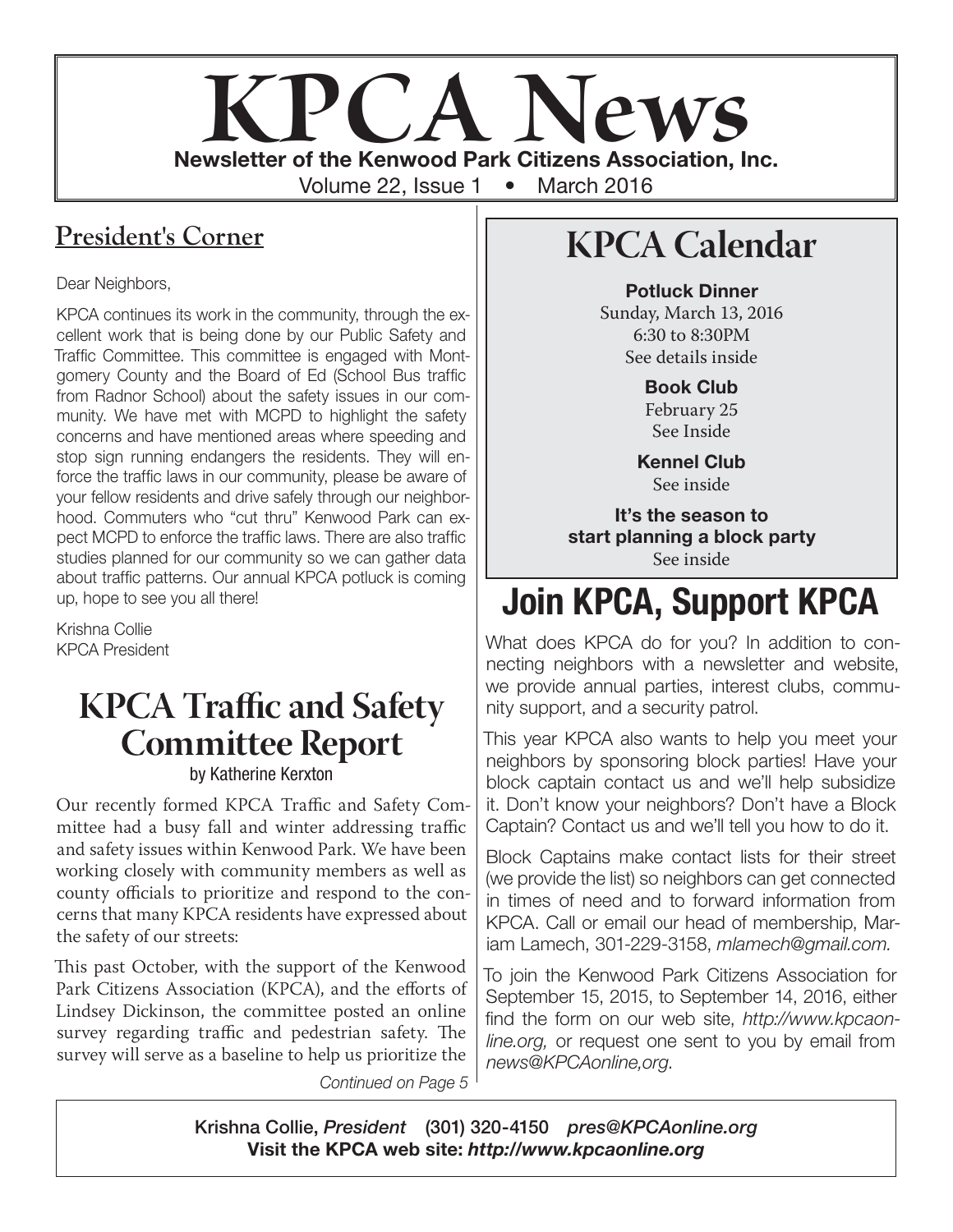# KPCA News

**Newsletter of the Kenwood Park Citizens Association, Inc.**

Volume 22, Issue 1 • March 2016

## President's Corner

Dear Neighbors,

KPCA continues its work in the community, through the excellent work that is being done by our Public Safety and Traffic Committee. This committee is engaged with Montgomery County and the Board of Ed (School Bus traffic from Radnor School) about the safety issues in our community. We have met with MCPD to highlight the safety concerns and have mentioned areas where speeding and stop sign running endangers the residents. They will enforce the traffic laws in our community, please be aware of your fellow residents and drive safely through our neighborhood. Commuters who "cut thru" Kenwood Park can expect MCPD to enforce the traffic laws. There are also traffic studies planned for our community so we can gather data about traffic patterns. Our annual KPCA potluck is coming up, hope to see you all there!

Krishna Collie
KPCA President

## KPCA Traffic and Safety Committee Report

by Katherine Kerxton

Our recently formed KPCA Traffic and Safety Committee had a busy fall and winter addressing traffic and safety issues within Kenwood Park. We have been working closely with community members as well as county officials to prioritize and respond to the concerns that many KPCA residents have expressed about the safety of our streets:

This past October, with the support of the Kenwood Park Citizens Association (KPCA), and the efforts of Lindsey Dickinson, the committee posted an online survey regarding traffic and pedestrian safety. The survey will serve as a baseline to help us prioritize the

*Continued on Page 5*

## KPCA Calendar

**Potluck Dinner**
Sunday, March 13, 2016
6:30 to 8:30PM
See details inside

**Book Club**
February 25
See Inside

**Kennel Club**
See inside

**It's the season to start planning a block party**
See inside

## Join KPCA, Support KPCA

What does KPCA do for you? In addition to connecting neighbors with a newsletter and website, we provide annual parties, interest clubs, community support, and a security patrol.

This year KPCA also wants to help you meet your neighbors by sponsoring block parties! Have your block captain contact us and we'll help subsidize it. Don't know your neighbors? Don't have a Block Captain? Contact us and we'll tell you how to do it.

Block Captains make contact lists for their street (we provide the list) so neighbors can get connected in times of need and to forward information from KPCA. Call or email our head of membership, Mariam Lamech, 301-229-3158, *mlamech@gmail.com.*

To join the Kenwood Park Citizens Association for September 15, 2015, to September 14, 2016, either find the form on our web site, *http://www.kpcaonline.org,* or request one sent to you by email from *news@KPCAonline,org*.

**Krishna Collie, *President* (301) 320-4150 *pres@KPCAonline.org***
**Visit the KPCA web site: *http://www.kpcaonline.org***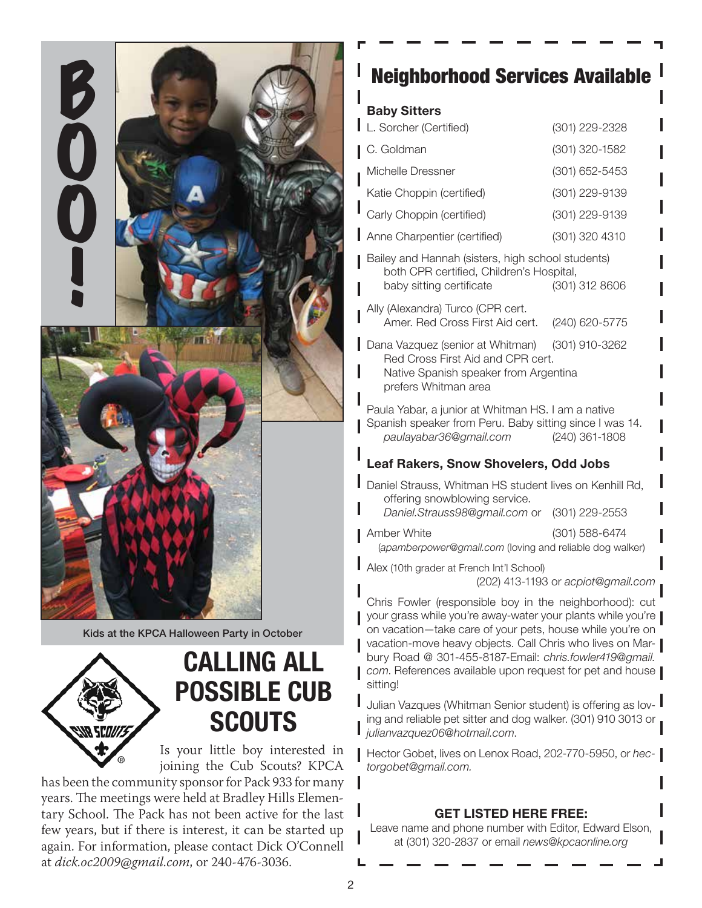BOO!

Kids at the KPCA Halloween Party in October

## CALLING ALL POSSIBLE CUB SCOUTS

Is your little boy interested in joining the Cub Scouts? KPCA has been the community sponsor for Pack 933 for many years. The meetings were held at Bradley Hills Elementary School. The Pack has not been active for the last few years, but if there is interest, it can be started up again. For information, please contact Dick O'Connell at *dick.oc2009@gmail.com*, or 240-476-3036.

## Neighborhood Services Available

### Baby Sitters

L. Sorcher (Certified) (301) 229-2328

C. Goldman (301) 320-1582

Michelle Dressner (301) 652-5453

Katie Choppin (certified) (301) 229-9139

Carly Choppin (certified) (301) 229-9139

Anne Charpentier (certified) (301) 320 4310

Bailey and Hannah (sisters, high school students) both CPR certified, Children's Hospital, baby sitting certificate (301) 312 8606

Ally (Alexandra) Turco (CPR cert. Amer. Red Cross First Aid cert. (240) 620-5775

Dana Vazquez (senior at Whitman) (301) 910-3262 Red Cross First Aid and CPR cert. Native Spanish speaker from Argentina prefers Whitman area

Paula Yabar, a junior at Whitman HS. I am a native Spanish speaker from Peru. Baby sitting since I was 14. *paulayabar36@gmail.com* (240) 361-1808

### Leaf Rakers, Snow Shovelers, Odd Jobs

Daniel Strauss, Whitman HS student lives on Kenhill Rd, offering snowblowing service. *Daniel.Strauss98@gmail.com* or (301) 229-2553

Amber White (301) 588-6474 (*apamberpower@gmail.com* (loving and reliable dog walker)

Alex (10th grader at French Int'l School) (202) 413-1193 or *acpiot@gmail.com*

Chris Fowler (responsible boy in the neighborhood): cut your grass while you're away-water your plants while you're on vacation—take care of your pets, house while you're on vacation-move heavy objects. Call Chris who lives on Marbury Road @ 301-455-8187-Email: *chris.fowler419@gmail.com*. References available upon request for pet and house sitting!

Julian Vazques (Whitman Senior student) is offering as loving and reliable pet sitter and dog walker. (301) 910 3013 or *julianvazquez06@hotmail.com*.

Hector Gobet, lives on Lenox Road, 202-770-5950, or *hectorgobet@gmail.com.*

**GET LISTED HERE FREE:**

Leave name and phone number with Editor, Edward Elson, at (301) 320-2837 or email *news@kpcaonline.org*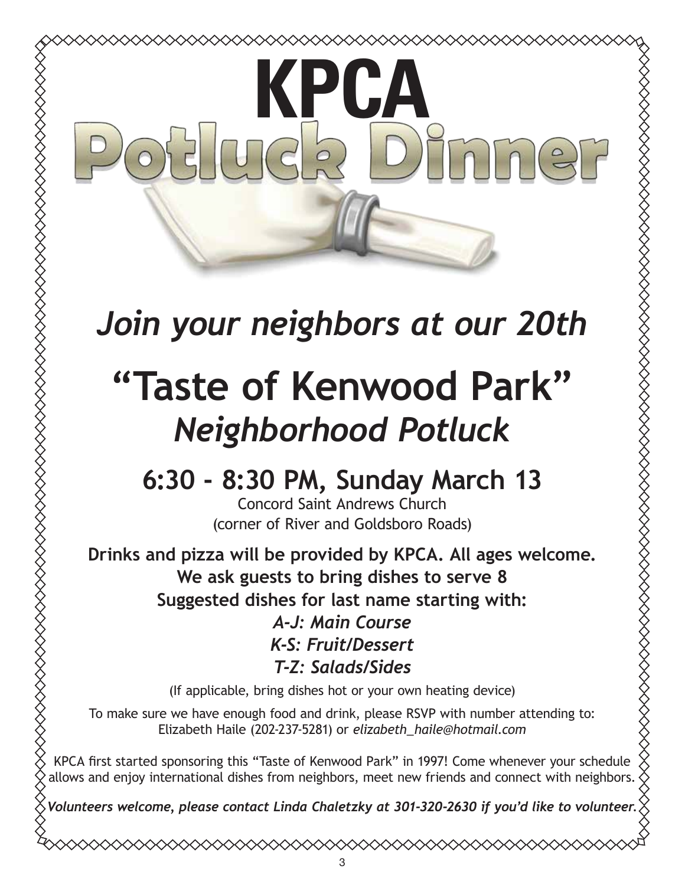# KPCA Potluck Dinner

## *Join your neighbors at our 20th*

# "Taste of Kenwood Park"

## *Neighborhood Potluck*

## 6:30 - 8:30 PM, Sunday March 13

Concord Saint Andrews Church
(corner of River and Goldsboro Roads)

**Drinks and pizza will be provided by KPCA. All ages welcome.**
**We ask guests to bring dishes to serve 8**
**Suggested dishes for last name starting with:**

***A-J: Main Course***
***K-S: Fruit/Dessert***
***T-Z: Salads/Sides***

(If applicable, bring dishes hot or your own heating device)

To make sure we have enough food and drink, please RSVP with number attending to:
Elizabeth Haile (202-237-5281) or *elizabeth_haile@hotmail.com*

KPCA first started sponsoring this "Taste of Kenwood Park" in 1997! Come whenever your schedule allows and enjoy international dishes from neighbors, meet new friends and connect with neighbors.

***Volunteers welcome, please contact Linda Chaletzky at 301-320-2630 if you'd like to volunteer.***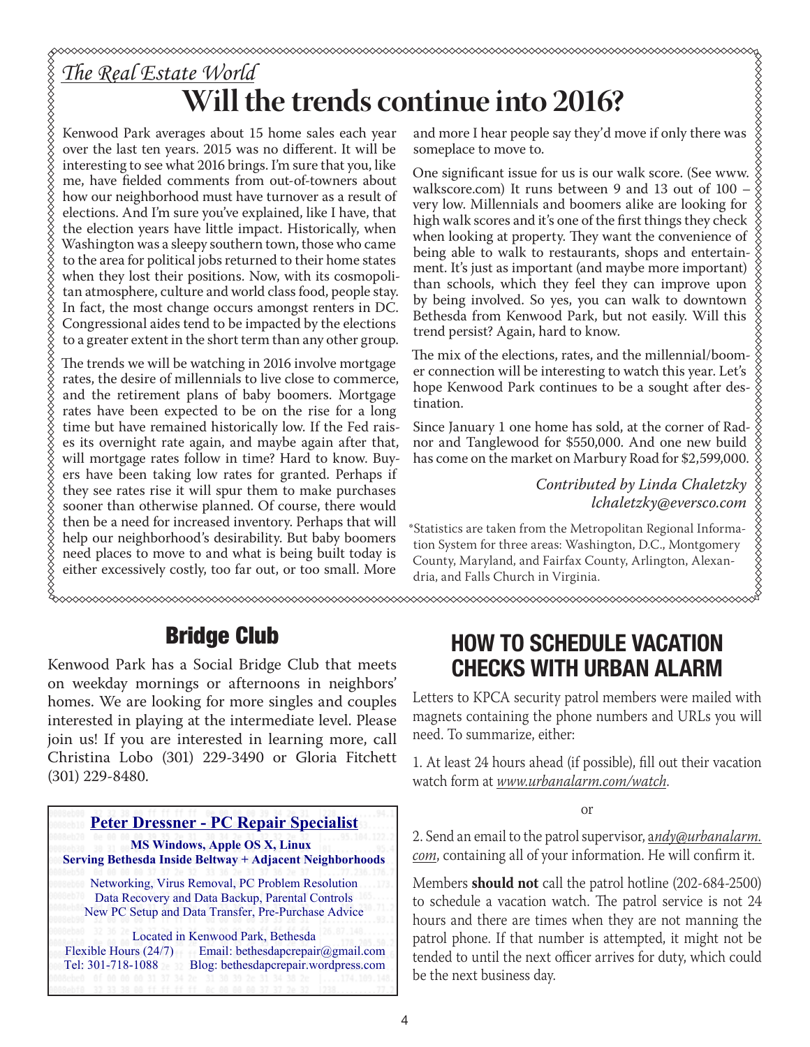*The Real Estate World*

# Will the trends continue into 2016?

Kenwood Park averages about 15 home sales each year over the last ten years. 2015 was no different. It will be interesting to see what 2016 brings. I'm sure that you, like me, have fielded comments from out-of-towners about how our neighborhood must have turnover as a result of elections. And I'm sure you've explained, like I have, that the election years have little impact. Historically, when Washington was a sleepy southern town, those who came to the area for political jobs returned to their home states when they lost their positions. Now, with its cosmopolitan atmosphere, culture and world class food, people stay. In fact, the most change occurs amongst renters in DC. Congressional aides tend to be impacted by the elections to a greater extent in the short term than any other group.

The trends we will be watching in 2016 involve mortgage rates, the desire of millennials to live close to commerce, and the retirement plans of baby boomers. Mortgage rates have been expected to be on the rise for a long time but have remained historically low. If the Fed raises its overnight rate again, and maybe again after that, will mortgage rates follow in time? Hard to know. Buyers have been taking low rates for granted. Perhaps if they see rates rise it will spur them to make purchases sooner than otherwise planned. Of course, there would then be a need for increased inventory. Perhaps that will help our neighborhood's desirability. But baby boomers need places to move to and what is being built today is either excessively costly, too far out, or too small. More and more I hear people say they'd move if only there was someplace to move to.

One significant issue for us is our walk score. (See www.walkscore.com) It runs between 9 and 13 out of 100 – very low. Millennials and boomers alike are looking for high walk scores and it's one of the first things they check when looking at property. They want the convenience of being able to walk to restaurants, shops and entertainment. It's just as important (and maybe more important) than schools, which they feel they can improve upon by being involved. So yes, you can walk to downtown Bethesda from Kenwood Park, but not easily. Will this trend persist? Again, hard to know.

The mix of the elections, rates, and the millennial/boomer connection will be interesting to watch this year. Let's hope Kenwood Park continues to be a sought after destination.

Since January 1 one home has sold, at the corner of Radnor and Tanglewood for $550,000. And one new build has come on the market on Marbury Road for $2,599,000.

*Contributed by Linda Chaletzky*
*lchaletzky@eversco.com*

*Statistics are taken from the Metropolitan Regional Information System for three areas: Washington, D.C., Montgomery County, Maryland, and Fairfax County, Arlington, Alexandria, and Falls Church in Virginia.

## Bridge Club

Kenwood Park has a Social Bridge Club that meets on weekday mornings or afternoons in neighbors' homes. We are looking for more singles and couples interested in playing at the intermediate level. Please join us! If you are interested in learning more, call Christina Lobo (301) 229-3490 or Gloria Fitchett (301) 229-8480.

**Peter Dressner - PC Repair Specialist**

**MS Windows, Apple OS X, Linux**
**Serving Bethesda Inside Beltway + Adjacent Neighborhoods**

Networking, Virus Removal, PC Problem Resolution
Data Recovery and Data Backup, Parental Controls
New PC Setup and Data Transfer, Pre-Purchase Advice

Located in Kenwood Park, Bethesda
Flexible Hours (24/7) Email: bethesdapcrepair@gmail.com
Tel: 301-718-1088 Blog: bethesdapcrepair.wordpress.com

## HOW TO SCHEDULE VACATION CHECKS WITH URBAN ALARM

Letters to KPCA security patrol members were mailed with magnets containing the phone numbers and URLs you will need. To summarize, either:

1. At least 24 hours ahead (if possible), fill out their vacation watch form at *www.urbanalarm.com/watch*.

or

2. Send an email to the patrol supervisor, *andy@urbanalarm.com*, containing all of your information. He will confirm it.

Members **should not** call the patrol hotline (202-684-2500) to schedule a vacation watch. The patrol service is not 24 hours and there are times when they are not manning the patrol phone. If that number is attempted, it might not be tended to until the next officer arrives for duty, which could be the next business day.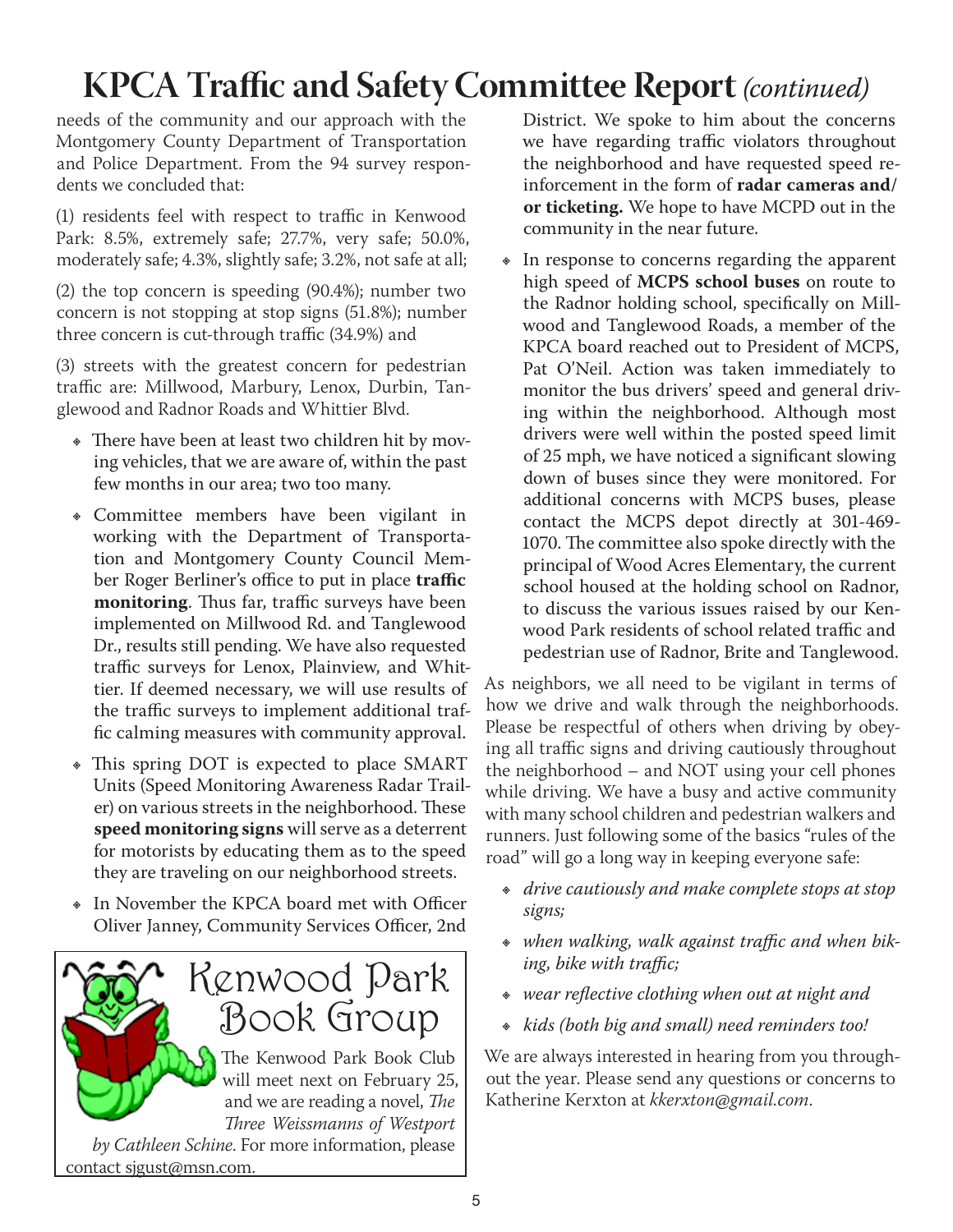# KPCA Traffic and Safety Committee Report *(continued)*

needs of the community and our approach with the Montgomery County Department of Transportation and Police Department. From the 94 survey respondents we concluded that:

(1) residents feel with respect to traffic in Kenwood Park: 8.5%, extremely safe; 27.7%, very safe; 50.0%, moderately safe; 4.3%, slightly safe; 3.2%, not safe at all;

(2) the top concern is speeding (90.4%); number two concern is not stopping at stop signs (51.8%); number three concern is cut-through traffic (34.9%) and

(3) streets with the greatest concern for pedestrian traffic are: Millwood, Marbury, Lenox, Durbin, Tanglewood and Radnor Roads and Whittier Blvd.

- There have been at least two children hit by moving vehicles, that we are aware of, within the past few months in our area; two too many.
- Committee members have been vigilant in working with the Department of Transportation and Montgomery County Council Member Roger Berliner's office to put in place **traffic monitoring**. Thus far, traffic surveys have been implemented on Millwood Rd. and Tanglewood Dr., results still pending. We have also requested traffic surveys for Lenox, Plainview, and Whittier. If deemed necessary, we will use results of the traffic surveys to implement additional traffic calming measures with community approval.
- This spring DOT is expected to place SMART Units (Speed Monitoring Awareness Radar Trailer) on various streets in the neighborhood. These **speed monitoring signs** will serve as a deterrent for motorists by educating them as to the speed they are traveling on our neighborhood streets.
- In November the KPCA board met with Officer Oliver Janney, Community Services Officer, 2nd District. We spoke to him about the concerns we have regarding traffic violators throughout the neighborhood and have requested speed reinforcement in the form of **radar cameras and/or ticketing.** We hope to have MCPD out in the community in the near future.
- In response to concerns regarding the apparent high speed of **MCPS school buses** on route to the Radnor holding school, specifically on Millwood and Tanglewood Roads, a member of the KPCA board reached out to President of MCPS, Pat O'Neil. Action was taken immediately to monitor the bus drivers' speed and general driving within the neighborhood. Although most drivers were well within the posted speed limit of 25 mph, we have noticed a significant slowing down of buses since they were monitored. For additional concerns with MCPS buses, please contact the MCPS depot directly at 301-469-1070. The committee also spoke directly with the principal of Wood Acres Elementary, the current school housed at the holding school on Radnor, to discuss the various issues raised by our Kenwood Park residents of school related traffic and pedestrian use of Radnor, Brite and Tanglewood.

As neighbors, we all need to be vigilant in terms of how we drive and walk through the neighborhoods. Please be respectful of others when driving by obeying all traffic signs and driving cautiously throughout the neighborhood – and NOT using your cell phones while driving. We have a busy and active community with many school children and pedestrian walkers and runners. Just following some of the basics "rules of the road" will go a long way in keeping everyone safe:

- *drive cautiously and make complete stops at stop signs;*
- *when walking, walk against traffic and when biking, bike with traffic;*
- *wear reflective clothing when out at night and*
- *kids (both big and small) need reminders too!*

We are always interested in hearing from you throughout the year. Please send any questions or concerns to Katherine Kerxton at *kkerxton@gmail.com*.

## Kenwood Park Book Group

The Kenwood Park Book Club will meet next on February 25, and we are reading a novel, *The Three Weissmanns of Westport by Cathleen Schine.* For more information, please contact sjgust@msn.com.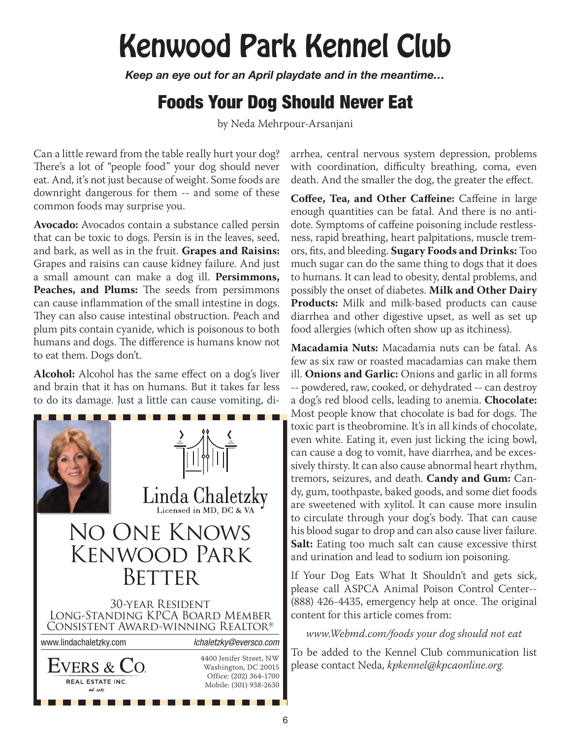# Kenwood Park Kennel Club

***Keep an eye out for an April playdate and in the meantime…***

## Foods Your Dog Should Never Eat

by Neda Mehrpour-Arsanjani

Can a little reward from the table really hurt your dog? There's a lot of "people food" your dog should never eat. And, it's not just because of weight. Some foods are downright dangerous for them -- and some of these common foods may surprise you.

**Avocado:** Avocados contain a substance called persin that can be toxic to dogs. Persin is in the leaves, seed, and bark, as well as in the fruit. **Grapes and Raisins:** Grapes and raisins can cause kidney failure. And just a small amount can make a dog ill. **Persimmons, Peaches, and Plums:** The seeds from persimmons can cause inflammation of the small intestine in dogs. They can also cause intestinal obstruction. Peach and plum pits contain cyanide, which is poisonous to both humans and dogs. The difference is humans know not to eat them. Dogs don't.

**Alcohol:** Alcohol has the same effect on a dog's liver and brain that it has on humans. But it takes far less to do its damage. Just a little can cause vomiting, diarrhea, central nervous system depression, problems with coordination, difficulty breathing, coma, even death. And the smaller the dog, the greater the effect.

**Coffee, Tea, and Other Caffeine:** Caffeine in large enough quantities can be fatal. And there is no antidote. Symptoms of caffeine poisoning include restlessness, rapid breathing, heart palpitations, muscle tremors, fits, and bleeding. **Sugary Foods and Drinks:** Too much sugar can do the same thing to dogs that it does to humans. It can lead to obesity, dental problems, and possibly the onset of diabetes. **Milk and Other Dairy Products:** Milk and milk-based products can cause diarrhea and other digestive upset, as well as set up food allergies (which often show up as itchiness).

**Macadamia Nuts:** Macadamia nuts can be fatal. As few as six raw or roasted macadamias can make them ill. **Onions and Garlic:** Onions and garlic in all forms -- powdered, raw, cooked, or dehydrated -- can destroy a dog's red blood cells, leading to anemia. **Chocolate:** Most people know that chocolate is bad for dogs. The toxic part is theobromine. It's in all kinds of chocolate, even white. Eating it, even just licking the icing bowl, can cause a dog to vomit, have diarrhea, and be excessively thirsty. It can also cause abnormal heart rhythm, tremors, seizures, and death. **Candy and Gum:** Candy, gum, toothpaste, baked goods, and some diet foods are sweetened with xylitol. It can cause more insulin to circulate through your dog's body. That can cause his blood sugar to drop and can also cause liver failure. **Salt:** Eating too much salt can cause excessive thirst and urination and lead to sodium ion poisoning.

If Your Dog Eats What It Shouldn't and gets sick, please call ASPCA Animal Poison Control Center-- (888) 426-4435, emergency help at once. The original content for this article comes from:

*www.Webmd.com/foods your dog should not eat*

To be added to the Kennel Club communication list please contact Neda, *kpkennel@kpcaonline.org.*

---

Linda Chaletzky
Licensed in MD, DC & VA

NO ONE KNOWS KENWOOD PARK BETTER

30-YEAR RESIDENT
LONG-STANDING KPCA BOARD MEMBER
CONSISTENT AWARD-WINNING REALTOR®

www.lindachaletzky.com | lchaletzky@eversco.com

EVERS & CO. REAL ESTATE INC. est. 1985

4400 Jenifer Street, NW
Washington, DC 20015
Office: (202) 364-1700
Mobile: (301) 938-2630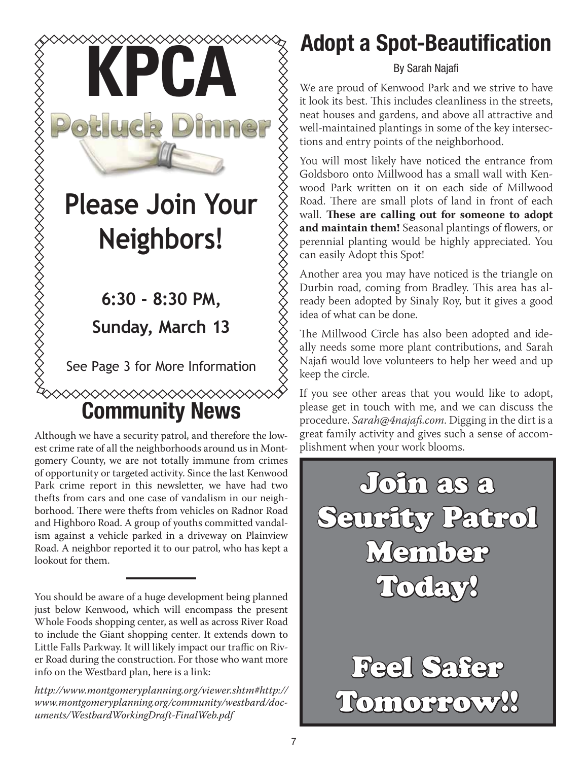# KPCA

## Potluck Dinner

## Please Join Your Neighbors!

**6:30 - 8:30 PM,**

**Sunday, March 13**

See Page 3 for More Information

# Community News

Although we have a security patrol, and therefore the lowest crime rate of all the neighborhoods around us in Montgomery County, we are not totally immune from crimes of opportunity or targeted activity. Since the last Kenwood Park crime report in this newsletter, we have had two thefts from cars and one case of vandalism in our neighborhood. There were thefts from vehicles on Radnor Road and Highboro Road. A group of youths committed vandalism against a vehicle parked in a driveway on Plainview Road. A neighbor reported it to our patrol, who has kept a lookout for them.

---

You should be aware of a huge development being planned just below Kenwood, which will encompass the present Whole Foods shopping center, as well as across River Road to include the Giant shopping center. It extends down to Little Falls Parkway. It will likely impact our traffic on River Road during the construction. For those who want more info on the Westbard plan, here is a link:

*http://www.montgomeryplanning.org/viewer.shtm#http://www.montgomeryplanning.org/community/westbard/documents/WestbardWorkingDraft-FinalWeb.pdf*

# Adopt a Spot-Beautification

By Sarah Najafi

We are proud of Kenwood Park and we strive to have it look its best. This includes cleanliness in the streets, neat houses and gardens, and above all attractive and well-maintained plantings in some of the key intersections and entry points of the neighborhood.

You will most likely have noticed the entrance from Goldsboro onto Millwood has a small wall with Kenwood Park written on it on each side of Millwood Road. There are small plots of land in front of each wall. **These are calling out for someone to adopt and maintain them!** Seasonal plantings of flowers, or perennial planting would be highly appreciated. You can easily Adopt this Spot!

Another area you may have noticed is the triangle on Durbin road, coming from Bradley. This area has already been adopted by Sinaly Roy, but it gives a good idea of what can be done.

The Millwood Circle has also been adopted and ideally needs some more plant contributions, and Sarah Najafi would love volunteers to help her weed and up keep the circle.

If you see other areas that you would like to adopt, please get in touch with me, and we can discuss the procedure. *Sarah@4najafi.com*. Digging in the dirt is a great family activity and gives such a sense of accomplishment when your work blooms.

## Join as a Seurity Patrol Member Today!

## Feel Safer Tomorrow!!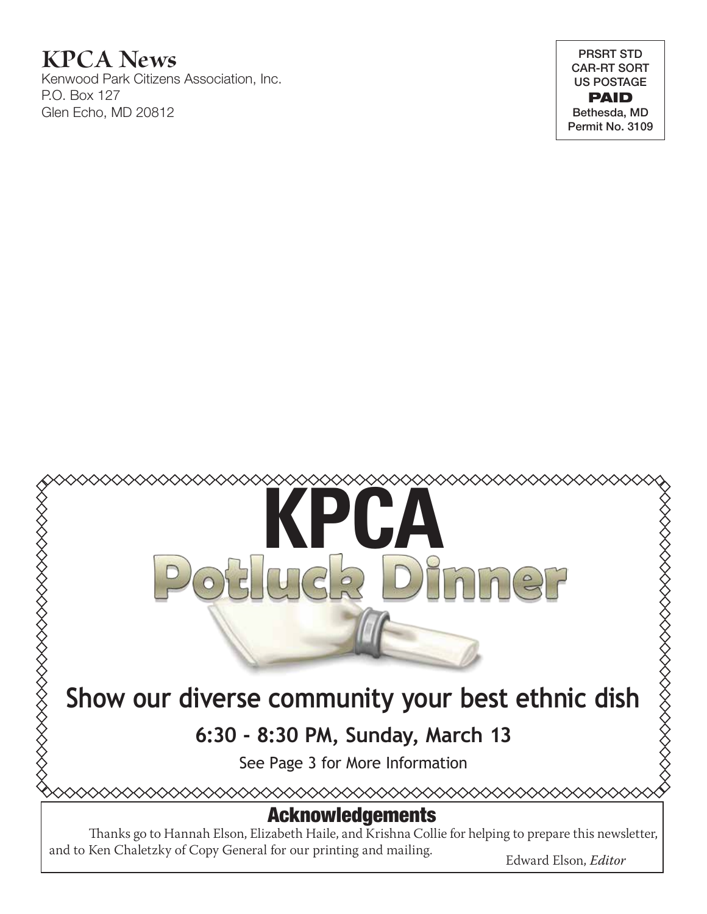**KPCA News**
Kenwood Park Citizens Association, Inc.
P.O. Box 127
Glen Echo, MD 20812

PRSRT STD
CAR-RT SORT
US POSTAGE
**PAID**
Bethesda, MD
Permit No. 3109

# KPCA

## Potluck Dinner

**Show our diverse community your best ethnic dish**

**6:30 - 8:30 PM, Sunday, March 13**

See Page 3 for More Information

## Acknowledgements

Thanks go to Hannah Elson, Elizabeth Haile, and Krishna Collie for helping to prepare this newsletter, and to Ken Chaletzky of Copy General for our printing and mailing.

Edward Elson, *Editor*